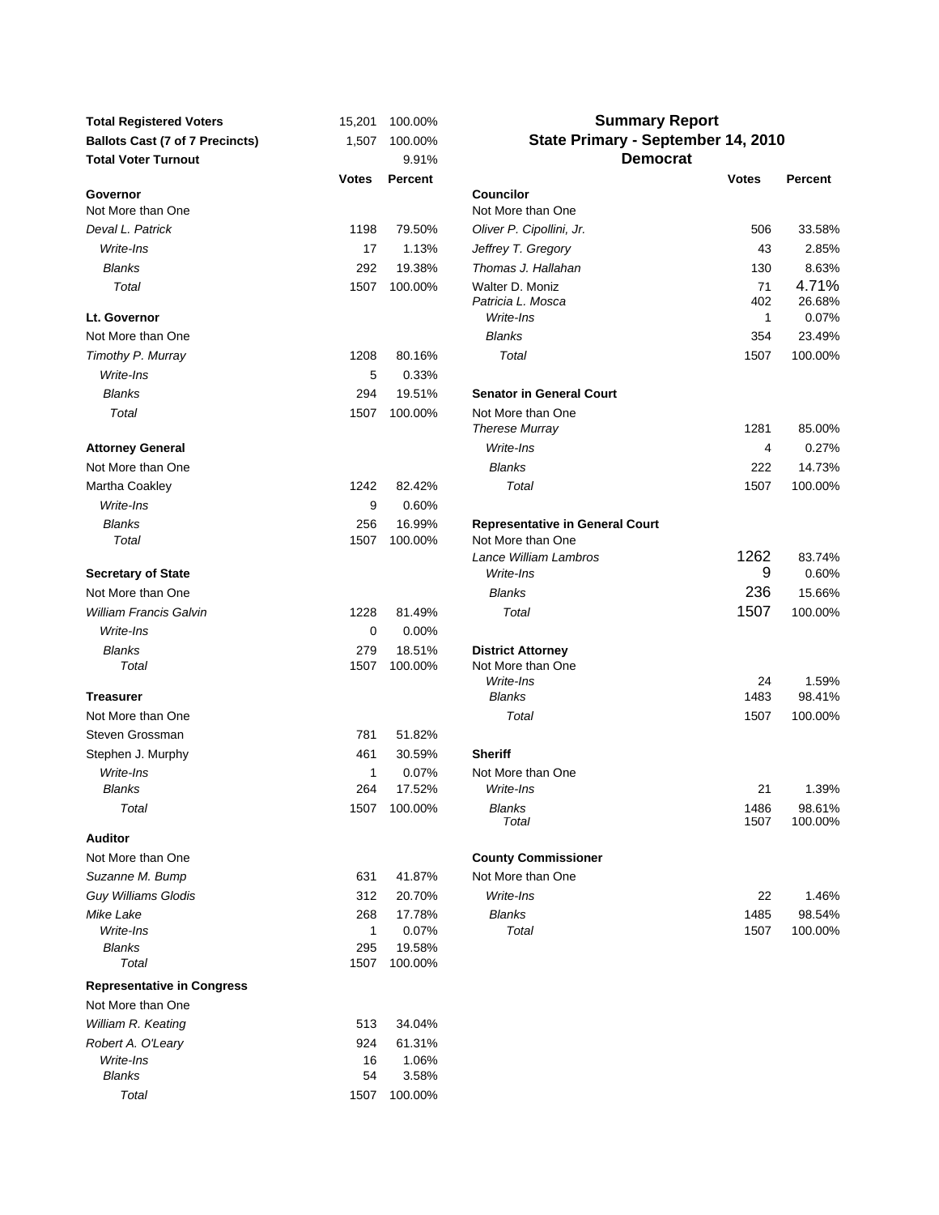# Summary Report

## State Primary - September 14, 2010

## Democrat

| | | |
|---|---|---|
| **Total Registered Voters** | 15,201 | 100.00% |
| **Ballots Cast (7 of 7 Precincts)** | 1,507 | 100.00% |
| **Total Voter Turnout** | | 9.91% |

### Governor

Not More than One

| | Votes | Percent |
|---|---|---|
| *Deval L. Patrick* | 1198 | 79.50% |
| *Write-Ins* | 17 | 1.13% |
| *Blanks* | 292 | 19.38% |
| *Total* | 1507 | 100.00% |

### Lt. Governor

Not More than One

| | Votes | Percent |
|---|---|---|
| *Timothy P. Murray* | 1208 | 80.16% |
| *Write-Ins* | 5 | 0.33% |
| *Blanks* | 294 | 19.51% |
| *Total* | 1507 | 100.00% |

### Attorney General

Not More than One

| | Votes | Percent |
|---|---|---|
| Martha Coakley | 1242 | 82.42% |
| *Write-Ins* | 9 | 0.60% |
| *Blanks* | 256 | 16.99% |
| *Total* | 1507 | 100.00% |

### Secretary of State

Not More than One

| | Votes | Percent |
|---|---|---|
| *William Francis Galvin* | 1228 | 81.49% |
| *Write-Ins* | 0 | 0.00% |
| *Blanks* | 279 | 18.51% |
| *Total* | 1507 | 100.00% |

### Treasurer

Not More than One

| | Votes | Percent |
|---|---|---|
| Steven Grossman | 781 | 51.82% |
| Stephen J. Murphy | 461 | 30.59% |
| *Write-Ins* | 1 | 0.07% |
| *Blanks* | 264 | 17.52% |
| *Total* | 1507 | 100.00% |

### Auditor

Not More than One

| | Votes | Percent |
|---|---|---|
| *Suzanne M. Bump* | 631 | 41.87% |
| *Guy Williams Glodis* | 312 | 20.70% |
| *Mike Lake* | 268 | 17.78% |
| *Write-Ins* | 1 | 0.07% |
| *Blanks* | 295 | 19.58% |
| *Total* | 1507 | 100.00% |

### Representative in Congress

Not More than One

| | Votes | Percent |
|---|---|---|
| *William R. Keating* | 513 | 34.04% |
| *Robert A. O'Leary* | 924 | 61.31% |
| *Write-Ins* | 16 | 1.06% |
| *Blanks* | 54 | 3.58% |
| *Total* | 1507 | 100.00% |

### Councilor

Not More than One

| | Votes | Percent |
|---|---|---|
| *Oliver P. Cipollini, Jr.* | 506 | 33.58% |
| *Jeffrey T. Gregory* | 43 | 2.85% |
| *Thomas J. Hallahan* | 130 | 8.63% |
| Walter D. Moniz | 71 | 4.71% |
| *Patricia L. Mosca* | 402 | 26.68% |
| *Write-Ins* | 1 | 0.07% |
| *Blanks* | 354 | 23.49% |
| *Total* | 1507 | 100.00% |

### Senator in General Court

Not More than One

| | Votes | Percent |
|---|---|---|
| *Therese Murray* | 1281 | 85.00% |
| *Write-Ins* | 4 | 0.27% |
| *Blanks* | 222 | 14.73% |
| *Total* | 1507 | 100.00% |

### Representative in General Court

Not More than One

| | Votes | Percent |
|---|---|---|
| *Lance William Lambros* | 1262 | 83.74% |
| *Write-Ins* | 9 | 0.60% |
| *Blanks* | 236 | 15.66% |
| *Total* | 1507 | 100.00% |

### District Attorney

Not More than One

| | Votes | Percent |
|---|---|---|
| *Write-Ins* | 24 | 1.59% |
| *Blanks* | 1483 | 98.41% |
| *Total* | 1507 | 100.00% |

### Sheriff

Not More than One

| | Votes | Percent |
|---|---|---|
| *Write-Ins* | 21 | 1.39% |
| *Blanks* | 1486 | 98.61% |
| *Total* | 1507 | 100.00% |

### County Commissioner

Not More than One

| | Votes | Percent |
|---|---|---|
| *Write-Ins* | 22 | 1.46% |
| *Blanks* | 1485 | 98.54% |
| *Total* | 1507 | 100.00% |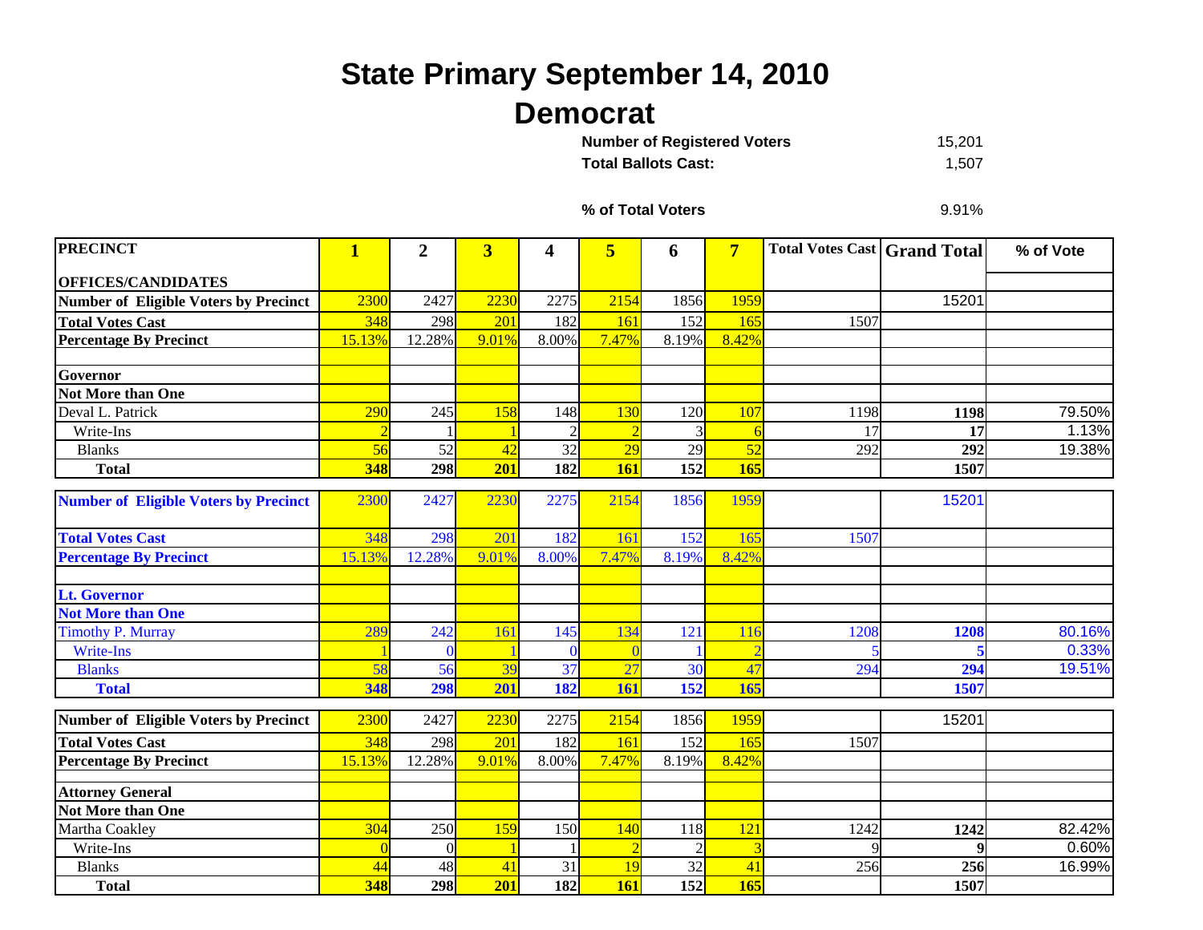# State Primary September 14, 2010

## Democrat

**Number of Registered Voters** 15,201

**Total Ballots Cast:** 1,507

**% of Total Voters** 9.91%

| PRECINCT<br>OFFICES/CANDIDATES | 1 | 2 | 3 | 4 | 5 | 6 | 7 | Total Votes Cast | Grand Total | % of Vote |
|---|---|---|---|---|---|---|---|---|---|---|
| **Number of Eligible Voters by Precinct** | 2300 | 2427 | 2230 | 2275 | 2154 | 1856 | 1959 | | 15201 | |
| **Total Votes Cast** | 348 | 298 | 201 | 182 | 161 | 152 | 165 | 1507 | | |
| **Percentage By Precinct** | 15.13% | 12.28% | 9.01% | 8.00% | 7.47% | 8.19% | 8.42% | | | |
| | | | | | | | | | | |
| **Governor** | | | | | | | | | | |
| **Not More than One** | | | | | | | | | | |
| Deval L. Patrick | 290 | 245 | 158 | 148 | 130 | 120 | 107 | 1198 | **1198** | 79.50% |
| Write-Ins | 2 | 1 | 1 | 2 | 2 | 3 | 6 | 17 | **17** | 1.13% |
| Blanks | 56 | 52 | 42 | 32 | 29 | 29 | 52 | 292 | **292** | 19.38% |
| **Total** | **348** | **298** | **201** | **182** | **161** | **152** | **165** | | **1507** | |

| PRECINCT<br>OFFICES/CANDIDATES | 1 | 2 | 3 | 4 | 5 | 6 | 7 | Total Votes Cast | Grand Total | % of Vote |
|---|---|---|---|---|---|---|---|---|---|---|
| **Number of Eligible Voters by Precinct** | 2300 | 2427 | 2230 | 2275 | 2154 | 1856 | 1959 | | 15201 | |
| **Total Votes Cast** | 348 | 298 | 201 | 182 | 161 | 152 | 165 | 1507 | | |
| **Percentage By Precinct** | 15.13% | 12.28% | 9.01% | 8.00% | 7.47% | 8.19% | 8.42% | | | |
| | | | | | | | | | | |
| **Lt. Governor** | | | | | | | | | | |
| **Not More than One** | | | | | | | | | | |
| Timothy P. Murray | 289 | 242 | 161 | 145 | 134 | 121 | 116 | 1208 | **1208** | 80.16% |
| Write-Ins | 1 | 0 | 1 | 0 | 0 | 1 | 2 | 5 | **5** | 0.33% |
| Blanks | 58 | 56 | 39 | 37 | 27 | 30 | 47 | 294 | **294** | 19.51% |
| **Total** | **348** | **298** | **201** | **182** | **161** | **152** | **165** | | **1507** | |

| PRECINCT<br>OFFICES/CANDIDATES | 1 | 2 | 3 | 4 | 5 | 6 | 7 | Total Votes Cast | Grand Total | % of Vote |
|---|---|---|---|---|---|---|---|---|---|---|
| **Number of Eligible Voters by Precinct** | 2300 | 2427 | 2230 | 2275 | 2154 | 1856 | 1959 | | 15201 | |
| **Total Votes Cast** | 348 | 298 | 201 | 182 | 161 | 152 | 165 | 1507 | | |
| **Percentage By Precinct** | 15.13% | 12.28% | 9.01% | 8.00% | 7.47% | 8.19% | 8.42% | | | |
| | | | | | | | | | | |
| **Attorney General** | | | | | | | | | | |
| **Not More than One** | | | | | | | | | | |
| Martha Coakley | 304 | 250 | 159 | 150 | 140 | 118 | 121 | 1242 | **1242** | 82.42% |
| Write-Ins | 0 | 0 | 1 | 1 | 2 | 2 | 3 | 9 | **9** | 0.60% |
| Blanks | 44 | 48 | 41 | 31 | 19 | 32 | 41 | 256 | **256** | 16.99% |
| **Total** | **348** | **298** | **201** | **182** | **161** | **152** | **165** | | **1507** | |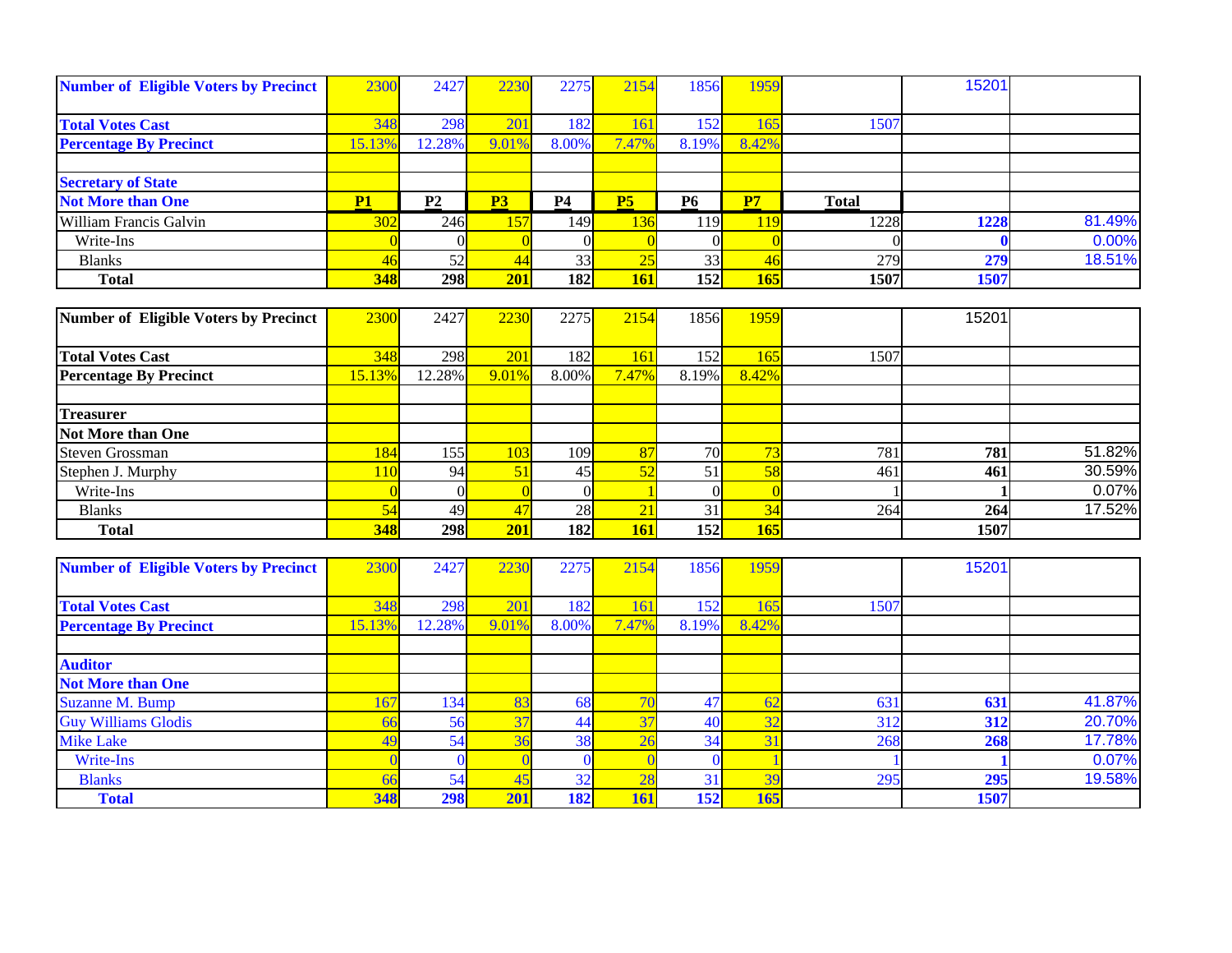| Number of Eligible Voters by Precinct | 2300 | 2427 | 2230 | 2275 | 2154 | 1856 | 1959 | | 15201 | |
|---|---|---|---|---|---|---|---|---|---|---|
| Total Votes Cast | 348 | 298 | 201 | 182 | 161 | 152 | 165 | 1507 | | |
| Percentage By Precinct | 15.13% | 12.28% | 9.01% | 8.00% | 7.47% | 8.19% | 8.42% | | | |
| | | | | | | | | | | |
| **Secretary of State** | | | | | | | | | | |
| **Not More than One** | **P1** | **P2** | **P3** | **P4** | **P5** | **P6** | **P7** | **Total** | | |
| William Francis Galvin | 302 | 246 | 157 | 149 | 136 | 119 | 119 | 1228 | **1228** | 81.49% |
| Write-Ins | 0 | 0 | 0 | 0 | 0 | 0 | 0 | 0 | **0** | 0.00% |
| Blanks | 46 | 52 | 44 | 33 | 25 | 33 | 46 | 279 | **279** | 18.51% |
| **Total** | **348** | **298** | **201** | **182** | **161** | **152** | **165** | **1507** | **1507** | |

| Number of Eligible Voters by Precinct | 2300 | 2427 | 2230 | 2275 | 2154 | 1856 | 1959 | | 15201 | |
|---|---|---|---|---|---|---|---|---|---|---|
| Total Votes Cast | 348 | 298 | 201 | 182 | 161 | 152 | 165 | 1507 | | |
| Percentage By Precinct | 15.13% | 12.28% | 9.01% | 8.00% | 7.47% | 8.19% | 8.42% | | | |
| | | | | | | | | | | |
| **Treasurer** | | | | | | | | | | |
| **Not More than One** | | | | | | | | | | |
| Steven Grossman | 184 | 155 | 103 | 109 | 87 | 70 | 73 | 781 | **781** | 51.82% |
| Stephen J. Murphy | 110 | 94 | 51 | 45 | 52 | 51 | 58 | 461 | **461** | 30.59% |
| Write-Ins | 0 | 0 | 0 | 0 | 1 | 0 | 0 | 1 | **1** | 0.07% |
| Blanks | 54 | 49 | 47 | 28 | 21 | 31 | 34 | 264 | **264** | 17.52% |
| **Total** | **348** | **298** | **201** | **182** | **161** | **152** | **165** | | **1507** | |

| Number of Eligible Voters by Precinct | 2300 | 2427 | 2230 | 2275 | 2154 | 1856 | 1959 | | 15201 | |
|---|---|---|---|---|---|---|---|---|---|---|
| Total Votes Cast | 348 | 298 | 201 | 182 | 161 | 152 | 165 | 1507 | | |
| Percentage By Precinct | 15.13% | 12.28% | 9.01% | 8.00% | 7.47% | 8.19% | 8.42% | | | |
| | | | | | | | | | | |
| **Auditor** | | | | | | | | | | |
| **Not More than One** | | | | | | | | | | |
| Suzanne M. Bump | 167 | 134 | 83 | 68 | 70 | 47 | 62 | 631 | **631** | 41.87% |
| Guy Williams Glodis | 66 | 56 | 37 | 44 | 37 | 40 | 32 | 312 | **312** | 20.70% |
| Mike Lake | 49 | 54 | 36 | 38 | 26 | 34 | 31 | 268 | **268** | 17.78% |
| Write-Ins | 0 | 0 | 0 | 0 | 0 | 0 | 1 | 1 | **1** | 0.07% |
| Blanks | 66 | 54 | 45 | 32 | 28 | 31 | 39 | 295 | **295** | 19.58% |
| **Total** | **348** | **298** | **201** | **182** | **161** | **152** | **165** | | **1507** | |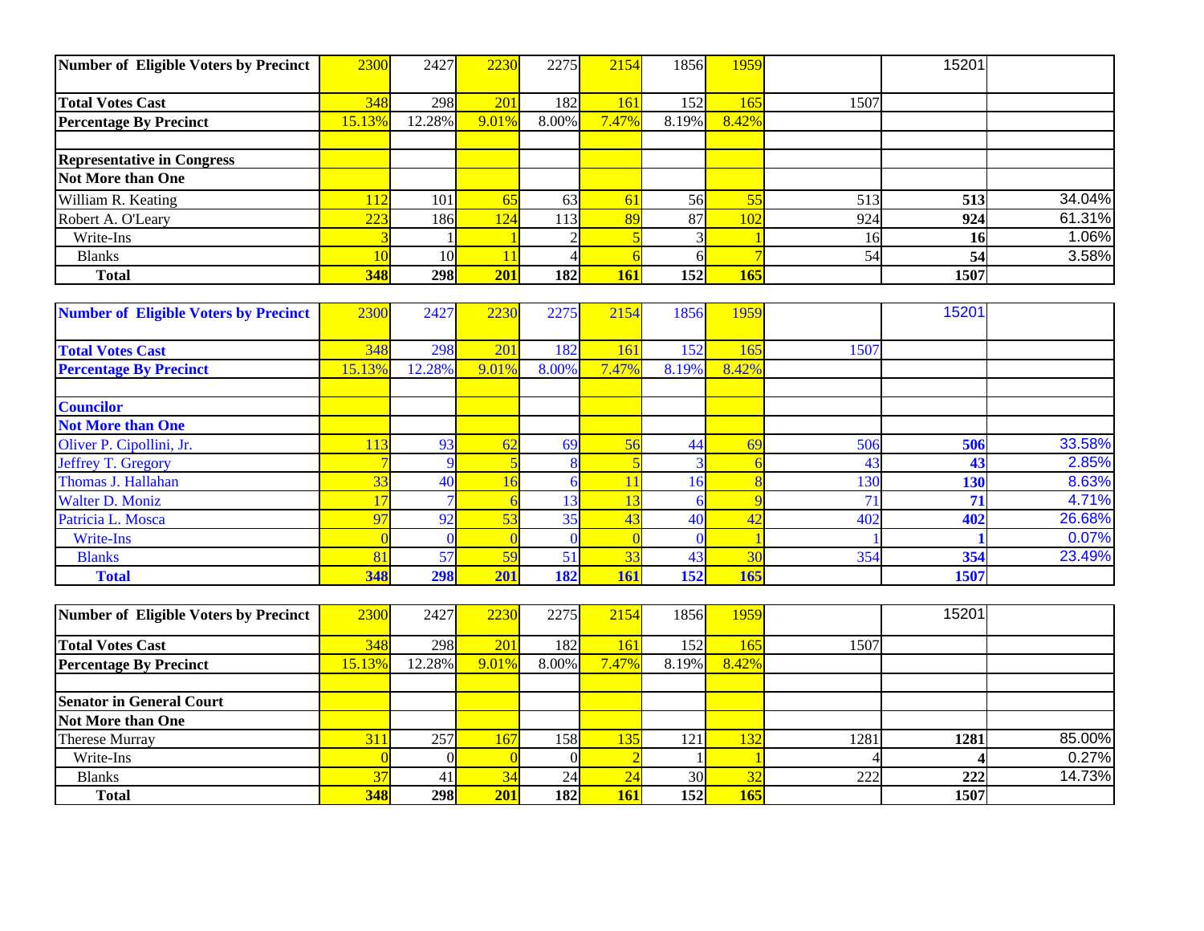| Number of Eligible Voters by Precinct | 2300 | 2427 | 2230 | 2275 | 2154 | 1856 | 1959 | | 15201 | |
|---|---|---|---|---|---|---|---|---|---|---|
| **Total Votes Cast** | 348 | 298 | 201 | 182 | 161 | 152 | 165 | 1507 | | |
| **Percentage By Precinct** | 15.13% | 12.28% | 9.01% | 8.00% | 7.47% | 8.19% | 8.42% | | | |
| | | | | | | | | | | |
| **Representative in Congress** | | | | | | | | | | |
| **Not More than One** | | | | | | | | | | |
| William R. Keating | 112 | 101 | 65 | 63 | 61 | 56 | 55 | 513 | **513** | 34.04% |
| Robert A. O'Leary | 223 | 186 | 124 | 113 | 89 | 87 | 102 | 924 | **924** | 61.31% |
| Write-Ins | 3 | 1 | 1 | 2 | 5 | 3 | 1 | 16 | **16** | 1.06% |
| Blanks | 10 | 10 | 11 | 4 | 6 | 6 | 7 | 54 | **54** | 3.58% |
| **Total** | **348** | **298** | **201** | **182** | **161** | **152** | **165** | | **1507** | |

| Number of Eligible Voters by Precinct | 2300 | 2427 | 2230 | 2275 | 2154 | 1856 | 1959 | | 15201 | |
|---|---|---|---|---|---|---|---|---|---|---|
| **Total Votes Cast** | 348 | 298 | 201 | 182 | 161 | 152 | 165 | 1507 | | |
| **Percentage By Precinct** | 15.13% | 12.28% | 9.01% | 8.00% | 7.47% | 8.19% | 8.42% | | | |
| | | | | | | | | | | |
| **Councilor** | | | | | | | | | | |
| **Not More than One** | | | | | | | | | | |
| Oliver P. Cipollini, Jr. | 113 | 93 | 62 | 69 | 56 | 44 | 69 | 506 | **506** | 33.58% |
| Jeffrey T. Gregory | 7 | 9 | 5 | 8 | 5 | 3 | 6 | 43 | **43** | 2.85% |
| Thomas J. Hallahan | 33 | 40 | 16 | 6 | 11 | 16 | 8 | 130 | **130** | 8.63% |
| Walter D. Moniz | 17 | 7 | 6 | 13 | 13 | 6 | 9 | 71 | **71** | 4.71% |
| Patricia L. Mosca | 97 | 92 | 53 | 35 | 43 | 40 | 42 | 402 | **402** | 26.68% |
| Write-Ins | 0 | 0 | 0 | 0 | 0 | 0 | 1 | 1 | **1** | 0.07% |
| Blanks | 81 | 57 | 59 | 51 | 33 | 43 | 30 | 354 | **354** | 23.49% |
| **Total** | **348** | **298** | **201** | **182** | **161** | **152** | **165** | | **1507** | |

| Number of Eligible Voters by Precinct | 2300 | 2427 | 2230 | 2275 | 2154 | 1856 | 1959 | | 15201 | |
|---|---|---|---|---|---|---|---|---|---|---|
| **Total Votes Cast** | 348 | 298 | 201 | 182 | 161 | 152 | 165 | 1507 | | |
| **Percentage By Precinct** | 15.13% | 12.28% | 9.01% | 8.00% | 7.47% | 8.19% | 8.42% | | | |
| | | | | | | | | | | |
| **Senator in General Court** | | | | | | | | | | |
| **Not More than One** | | | | | | | | | | |
| Therese Murray | 311 | 257 | 167 | 158 | 135 | 121 | 132 | 1281 | **1281** | 85.00% |
| Write-Ins | 0 | 0 | 0 | 0 | 2 | 1 | 1 | 4 | **4** | 0.27% |
| Blanks | 37 | 41 | 34 | 24 | 24 | 30 | 32 | 222 | **222** | 14.73% |
| **Total** | **348** | **298** | **201** | **182** | **161** | **152** | **165** | | **1507** | |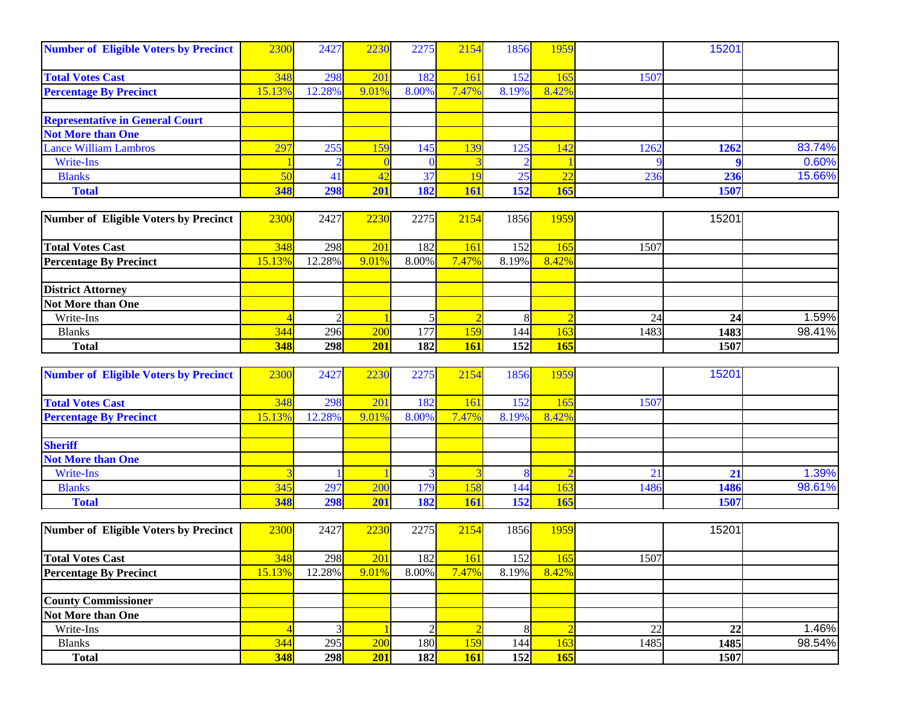| Number of Eligible Voters by Precinct | 2300 | 2427 | 2230 | 2275 | 2154 | 1856 | 1959 | | 15201 | |
|---|---|---|---|---|---|---|---|---|---|---|
| Total Votes Cast | 348 | 298 | 201 | 182 | 161 | 152 | 165 | 1507 | | |
| Percentage By Precinct | 15.13% | 12.28% | 9.01% | 8.00% | 7.47% | 8.19% | 8.42% | | | |
| | | | | | | | | | | |
| Representative in General Court | | | | | | | | | | |
| Not More than One | | | | | | | | | | |
| Lance William Lambros | 297 | 255 | 159 | 145 | 139 | 125 | 142 | 1262 | 1262 | 83.74% |
| Write-Ins | 1 | 2 | 0 | 0 | 3 | 2 | 1 | 9 | 9 | 0.60% |
| Blanks | 50 | 41 | 42 | 37 | 19 | 25 | 22 | 236 | 236 | 15.66% |
| Total | 348 | 298 | 201 | 182 | 161 | 152 | 165 | | 1507 | |

| Number of Eligible Voters by Precinct | 2300 | 2427 | 2230 | 2275 | 2154 | 1856 | 1959 | | 15201 | |
|---|---|---|---|---|---|---|---|---|---|---|
| Total Votes Cast | 348 | 298 | 201 | 182 | 161 | 152 | 165 | 1507 | | |
| Percentage By Precinct | 15.13% | 12.28% | 9.01% | 8.00% | 7.47% | 8.19% | 8.42% | | | |
| | | | | | | | | | | |
| District Attorney | | | | | | | | | | |
| Not More than One | | | | | | | | | | |
| Write-Ins | 4 | 2 | 1 | 5 | 2 | 8 | 2 | 24 | 24 | 1.59% |
| Blanks | 344 | 296 | 200 | 177 | 159 | 144 | 163 | 1483 | 1483 | 98.41% |
| Total | 348 | 298 | 201 | 182 | 161 | 152 | 165 | | 1507 | |

| Number of Eligible Voters by Precinct | 2300 | 2427 | 2230 | 2275 | 2154 | 1856 | 1959 | | 15201 | |
|---|---|---|---|---|---|---|---|---|---|---|
| Total Votes Cast | 348 | 298 | 201 | 182 | 161 | 152 | 165 | 1507 | | |
| Percentage By Precinct | 15.13% | 12.28% | 9.01% | 8.00% | 7.47% | 8.19% | 8.42% | | | |
| | | | | | | | | | | |
| Sheriff | | | | | | | | | | |
| Not More than One | | | | | | | | | | |
| Write-Ins | 3 | 1 | 1 | 3 | 3 | 8 | 2 | 21 | 21 | 1.39% |
| Blanks | 345 | 297 | 200 | 179 | 158 | 144 | 163 | 1486 | 1486 | 98.61% |
| Total | 348 | 298 | 201 | 182 | 161 | 152 | 165 | | 1507 | |

| Number of Eligible Voters by Precinct | 2300 | 2427 | 2230 | 2275 | 2154 | 1856 | 1959 | | 15201 | |
|---|---|---|---|---|---|---|---|---|---|---|
| Total Votes Cast | 348 | 298 | 201 | 182 | 161 | 152 | 165 | 1507 | | |
| Percentage By Precinct | 15.13% | 12.28% | 9.01% | 8.00% | 7.47% | 8.19% | 8.42% | | | |
| | | | | | | | | | | |
| County Commissioner | | | | | | | | | | |
| Not More than One | | | | | | | | | | |
| Write-Ins | 4 | 3 | 1 | 2 | 2 | 8 | 2 | 22 | 22 | 1.46% |
| Blanks | 344 | 295 | 200 | 180 | 159 | 144 | 163 | 1485 | 1485 | 98.54% |
| Total | 348 | 298 | 201 | 182 | 161 | 152 | 165 | | 1507 | |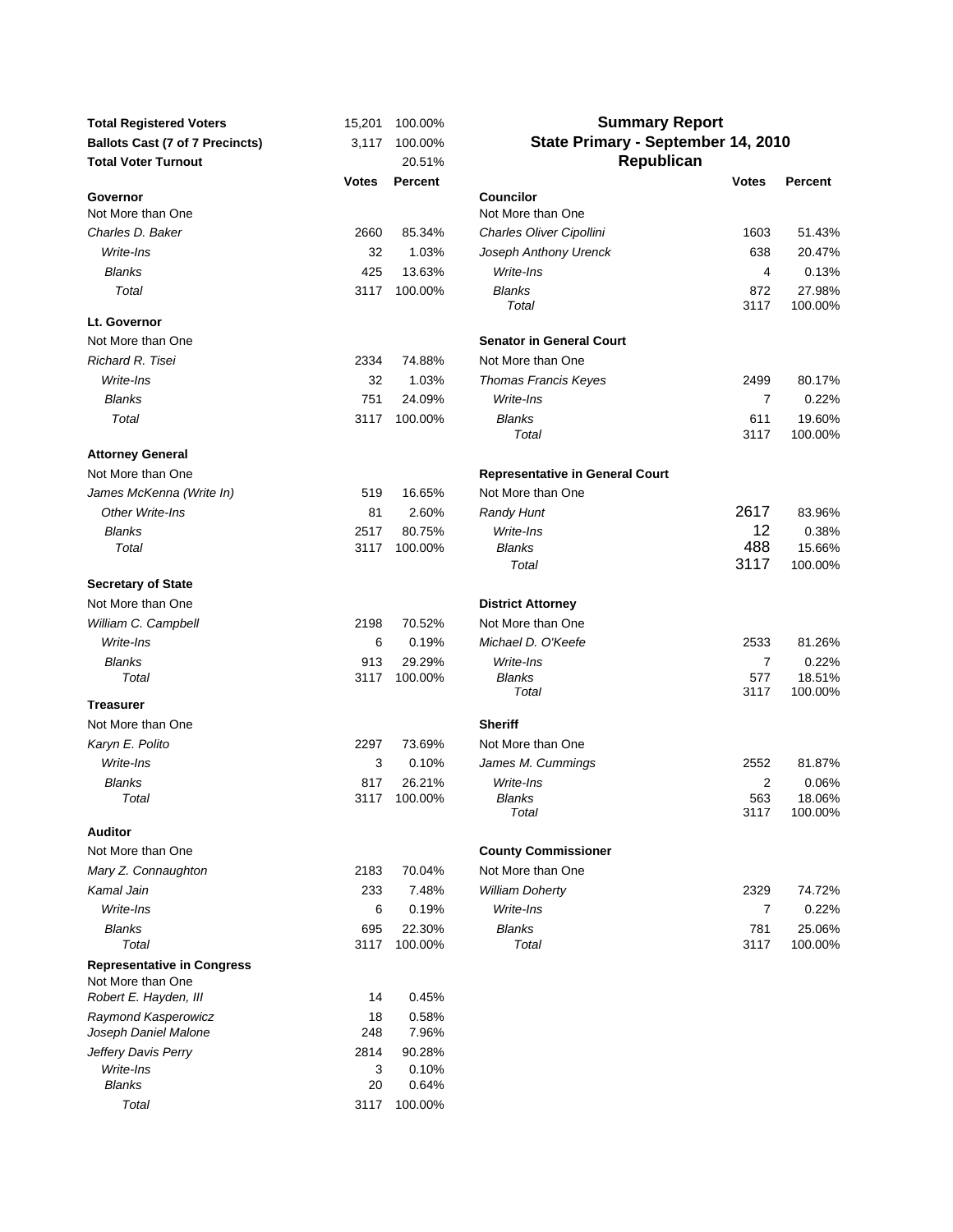# Summary Report
## State Primary - September 14, 2010
## Republican

| | | |
|---|---|---|
| **Total Registered Voters** | 15,201 | 100.00% |
| **Ballots Cast (7 of 7 Precincts)** | 3,117 | 100.00% |
| **Total Voter Turnout** | | 20.51% |

### Governor

Not More than One

| | Votes | Percent |
|---|---|---|
| *Charles D. Baker* | 2660 | 85.34% |
| *Write-Ins* | 32 | 1.03% |
| *Blanks* | 425 | 13.63% |
| *Total* | 3117 | 100.00% |

### Lt. Governor

Not More than One

| | Votes | Percent |
|---|---|---|
| *Richard R. Tisei* | 2334 | 74.88% |
| *Write-Ins* | 32 | 1.03% |
| *Blanks* | 751 | 24.09% |
| *Total* | 3117 | 100.00% |

### Attorney General

Not More than One

| | Votes | Percent |
|---|---|---|
| *James McKenna (Write In)* | 519 | 16.65% |
| *Other Write-Ins* | 81 | 2.60% |
| *Blanks* | 2517 | 80.75% |
| *Total* | 3117 | 100.00% |

### Secretary of State

Not More than One

| | Votes | Percent |
|---|---|---|
| *William C. Campbell* | 2198 | 70.52% |
| *Write-Ins* | 6 | 0.19% |
| *Blanks* | 913 | 29.29% |
| *Total* | 3117 | 100.00% |

### Treasurer

Not More than One

| | Votes | Percent |
|---|---|---|
| *Karyn E. Polito* | 2297 | 73.69% |
| *Write-Ins* | 3 | 0.10% |
| *Blanks* | 817 | 26.21% |
| *Total* | 3117 | 100.00% |

### Auditor

Not More than One

| | Votes | Percent |
|---|---|---|
| *Mary Z. Connaughton* | 2183 | 70.04% |
| *Kamal Jain* | 233 | 7.48% |
| *Write-Ins* | 6 | 0.19% |
| *Blanks* | 695 | 22.30% |
| *Total* | 3117 | 100.00% |

### Representative in Congress

Not More than One

| | Votes | Percent |
|---|---|---|
| *Robert E. Hayden, III* | 14 | 0.45% |
| *Raymond Kasperowicz* | 18 | 0.58% |
| *Joseph Daniel Malone* | 248 | 7.96% |
| *Jeffery Davis Perry* | 2814 | 90.28% |
| *Write-Ins* | 3 | 0.10% |
| *Blanks* | 20 | 0.64% |
| *Total* | 3117 | 100.00% |

### Councilor

Not More than One

| | Votes | Percent |
|---|---|---|
| *Charles Oliver Cipollini* | 1603 | 51.43% |
| *Joseph Anthony Urenck* | 638 | 20.47% |
| *Write-Ins* | 4 | 0.13% |
| *Blanks* | 872 | 27.98% |
| *Total* | 3117 | 100.00% |

### Senator in General Court

Not More than One

| | Votes | Percent |
|---|---|---|
| *Thomas Francis Keyes* | 2499 | 80.17% |
| *Write-Ins* | 7 | 0.22% |
| *Blanks* | 611 | 19.60% |
| *Total* | 3117 | 100.00% |

### Representative in General Court

Not More than One

| | Votes | Percent |
|---|---|---|
| *Randy Hunt* | 2617 | 83.96% |
| *Write-Ins* | 12 | 0.38% |
| *Blanks* | 488 | 15.66% |
| *Total* | 3117 | 100.00% |

### District Attorney

Not More than One

| | Votes | Percent |
|---|---|---|
| *Michael D. O'Keefe* | 2533 | 81.26% |
| *Write-Ins* | 7 | 0.22% |
| *Blanks* | 577 | 18.51% |
| *Total* | 3117 | 100.00% |

### Sheriff

Not More than One

| | Votes | Percent |
|---|---|---|
| *James M. Cummings* | 2552 | 81.87% |
| *Write-Ins* | 2 | 0.06% |
| *Blanks* | 563 | 18.06% |
| *Total* | 3117 | 100.00% |

### County Commissioner

Not More than One

| | Votes | Percent |
|---|---|---|
| *William Doherty* | 2329 | 74.72% |
| *Write-Ins* | 7 | 0.22% |
| *Blanks* | 781 | 25.06% |
| *Total* | 3117 | 100.00% |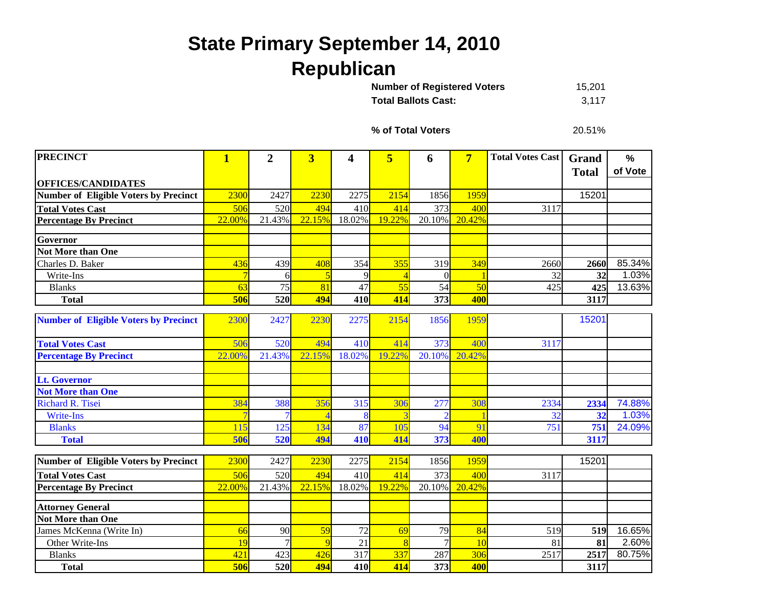# State Primary September 14, 2010

## Republican

**Number of Registered Voters** 15,201

**Total Ballots Cast:** 3,117

**% of Total Voters** 20.51%

| PRECINCT<br>OFFICES/CANDIDATES | 1 | 2 | 3 | 4 | 5 | 6 | 7 | Total Votes Cast | Grand Total | % of Vote |
|---|---|---|---|---|---|---|---|---|---|---|
| **Number of Eligible Voters by Precinct** | 2300 | 2427 | 2230 | 2275 | 2154 | 1856 | 1959 | | 15201 | |
| **Total Votes Cast** | 506 | 520 | 494 | 410 | 414 | 373 | 400 | 3117 | | |
| **Percentage By Precinct** | 22.00% | 21.43% | 22.15% | 18.02% | 19.22% | 20.10% | 20.42% | | | |
| | | | | | | | | | | |
| **Governor** | | | | | | | | | | |
| **Not More than One** | | | | | | | | | | |
| Charles D. Baker | 436 | 439 | 408 | 354 | 355 | 319 | 349 | 2660 | **2660** | 85.34% |
| Write-Ins | 7 | 6 | 5 | 9 | 4 | 0 | 1 | 32 | **32** | 1.03% |
| Blanks | 63 | 75 | 81 | 47 | 55 | 54 | 50 | 425 | **425** | 13.63% |
| **Total** | **506** | **520** | **494** | **410** | **414** | **373** | **400** | | **3117** | |

| PRECINCT | 1 | 2 | 3 | 4 | 5 | 6 | 7 | Total Votes Cast | Grand Total | % of Vote |
|---|---|---|---|---|---|---|---|---|---|---|
| **Number of Eligible Voters by Precinct** | 2300 | 2427 | 2230 | 2275 | 2154 | 1856 | 1959 | | 15201 | |
| **Total Votes Cast** | 506 | 520 | 494 | 410 | 414 | 373 | 400 | 3117 | | |
| **Percentage By Precinct** | 22.00% | 21.43% | 22.15% | 18.02% | 19.22% | 20.10% | 20.42% | | | |
| | | | | | | | | | | |
| **Lt. Governor** | | | | | | | | | | |
| **Not More than One** | | | | | | | | | | |
| Richard R. Tisei | 384 | 388 | 356 | 315 | 306 | 277 | 308 | 2334 | **2334** | 74.88% |
| Write-Ins | 7 | 7 | 4 | 8 | 3 | 2 | 1 | 32 | **32** | 1.03% |
| Blanks | 115 | 125 | 134 | 87 | 105 | 94 | 91 | 751 | **751** | 24.09% |
| **Total** | **506** | **520** | **494** | **410** | **414** | **373** | **400** | | **3117** | |

| PRECINCT | 1 | 2 | 3 | 4 | 5 | 6 | 7 | Total Votes Cast | Grand Total | % of Vote |
|---|---|---|---|---|---|---|---|---|---|---|
| **Number of Eligible Voters by Precinct** | 2300 | 2427 | 2230 | 2275 | 2154 | 1856 | 1959 | | 15201 | |
| **Total Votes Cast** | 506 | 520 | 494 | 410 | 414 | 373 | 400 | 3117 | | |
| **Percentage By Precinct** | 22.00% | 21.43% | 22.15% | 18.02% | 19.22% | 20.10% | 20.42% | | | |
| | | | | | | | | | | |
| **Attorney General** | | | | | | | | | | |
| **Not More than One** | | | | | | | | | | |
| James McKenna (Write In) | 66 | 90 | 59 | 72 | 69 | 79 | 84 | 519 | **519** | 16.65% |
| Other Write-Ins | 19 | 7 | 9 | 21 | 8 | 7 | 10 | 81 | **81** | 2.60% |
| Blanks | 421 | 423 | 426 | 317 | 337 | 287 | 306 | 2517 | **2517** | 80.75% |
| **Total** | **506** | **520** | **494** | **410** | **414** | **373** | **400** | | **3117** | |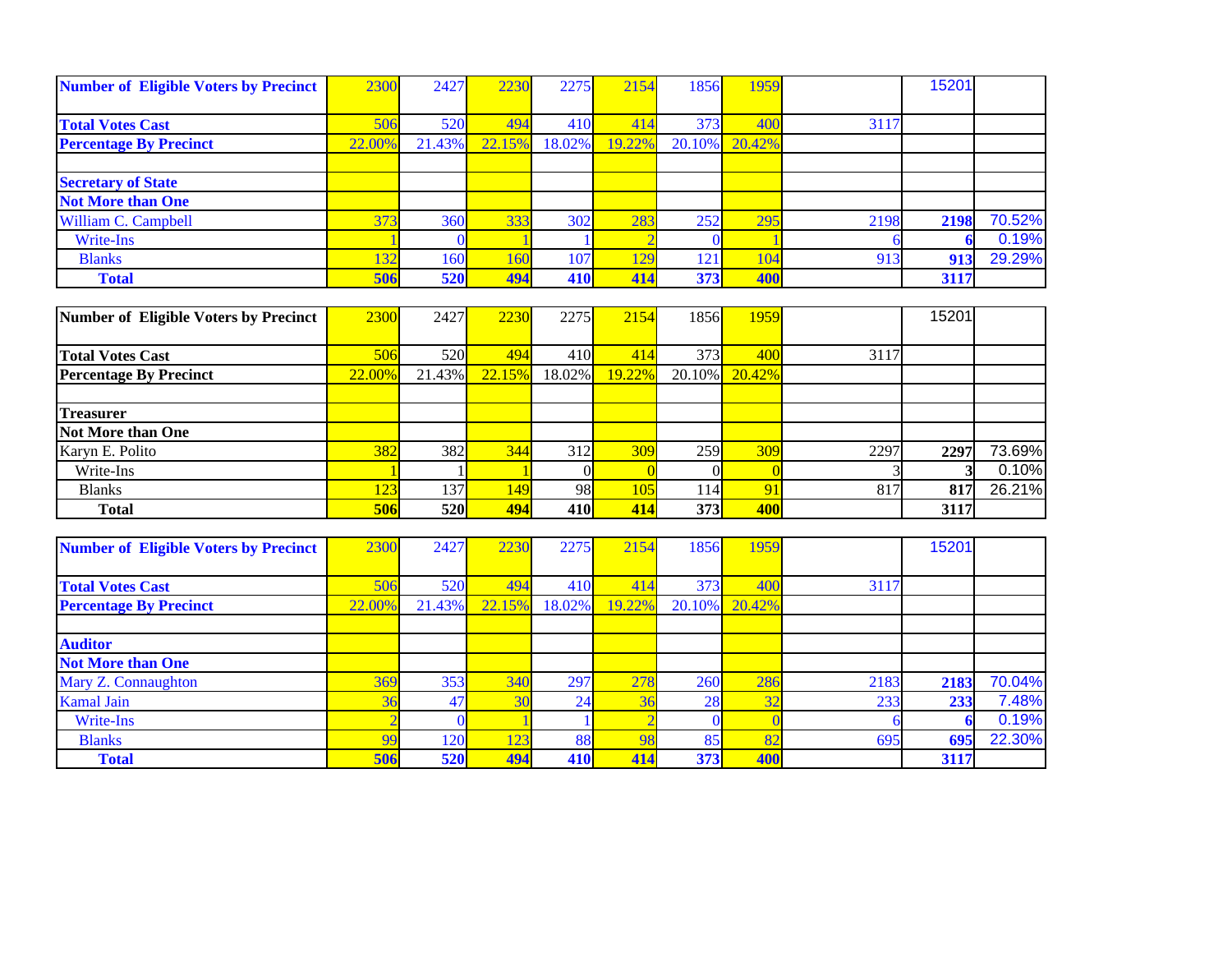| Number of Eligible Voters by Precinct | 2300 | 2427 | 2230 | 2275 | 2154 | 1856 | 1959 | | 15201 | |
|---|---|---|---|---|---|---|---|---|---|---|
| Total Votes Cast | 506 | 520 | 494 | 410 | 414 | 373 | 400 | 3117 | | |
| Percentage By Precinct | 22.00% | 21.43% | 22.15% | 18.02% | 19.22% | 20.10% | 20.42% | | | |
| | | | | | | | | | | |
| **Secretary of State** | | | | | | | | | | |
| **Not More than One** | | | | | | | | | | |
| William C. Campbell | 373 | 360 | 333 | 302 | 283 | 252 | 295 | 2198 | **2198** | 70.52% |
| Write-Ins | 1 | 0 | 1 | 1 | 2 | 0 | 1 | 6 | **6** | 0.19% |
| Blanks | 132 | 160 | 160 | 107 | 129 | 121 | 104 | 913 | **913** | 29.29% |
| **Total** | **506** | **520** | **494** | **410** | **414** | **373** | **400** | | **3117** | |

| Number of Eligible Voters by Precinct | 2300 | 2427 | 2230 | 2275 | 2154 | 1856 | 1959 | | 15201 | |
|---|---|---|---|---|---|---|---|---|---|---|
| Total Votes Cast | 506 | 520 | 494 | 410 | 414 | 373 | 400 | 3117 | | |
| Percentage By Precinct | 22.00% | 21.43% | 22.15% | 18.02% | 19.22% | 20.10% | 20.42% | | | |
| | | | | | | | | | | |
| **Treasurer** | | | | | | | | | | |
| **Not More than One** | | | | | | | | | | |
| Karyn E. Polito | 382 | 382 | 344 | 312 | 309 | 259 | 309 | 2297 | **2297** | 73.69% |
| Write-Ins | 1 | 1 | 1 | 0 | 0 | 0 | 0 | 3 | **3** | 0.10% |
| Blanks | 123 | 137 | 149 | 98 | 105 | 114 | 91 | 817 | **817** | 26.21% |
| **Total** | **506** | **520** | **494** | **410** | **414** | **373** | **400** | | **3117** | |

| Number of Eligible Voters by Precinct | 2300 | 2427 | 2230 | 2275 | 2154 | 1856 | 1959 | | 15201 | |
|---|---|---|---|---|---|---|---|---|---|---|
| Total Votes Cast | 506 | 520 | 494 | 410 | 414 | 373 | 400 | 3117 | | |
| Percentage By Precinct | 22.00% | 21.43% | 22.15% | 18.02% | 19.22% | 20.10% | 20.42% | | | |
| | | | | | | | | | | |
| **Auditor** | | | | | | | | | | |
| **Not More than One** | | | | | | | | | | |
| Mary Z. Connaughton | 369 | 353 | 340 | 297 | 278 | 260 | 286 | 2183 | **2183** | 70.04% |
| Kamal Jain | 36 | 47 | 30 | 24 | 36 | 28 | 32 | 233 | **233** | 7.48% |
| Write-Ins | 2 | 0 | 1 | 1 | 2 | 0 | 0 | 6 | **6** | 0.19% |
| Blanks | 99 | 120 | 123 | 88 | 98 | 85 | 82 | 695 | **695** | 22.30% |
| **Total** | **506** | **520** | **494** | **410** | **414** | **373** | **400** | | **3117** | |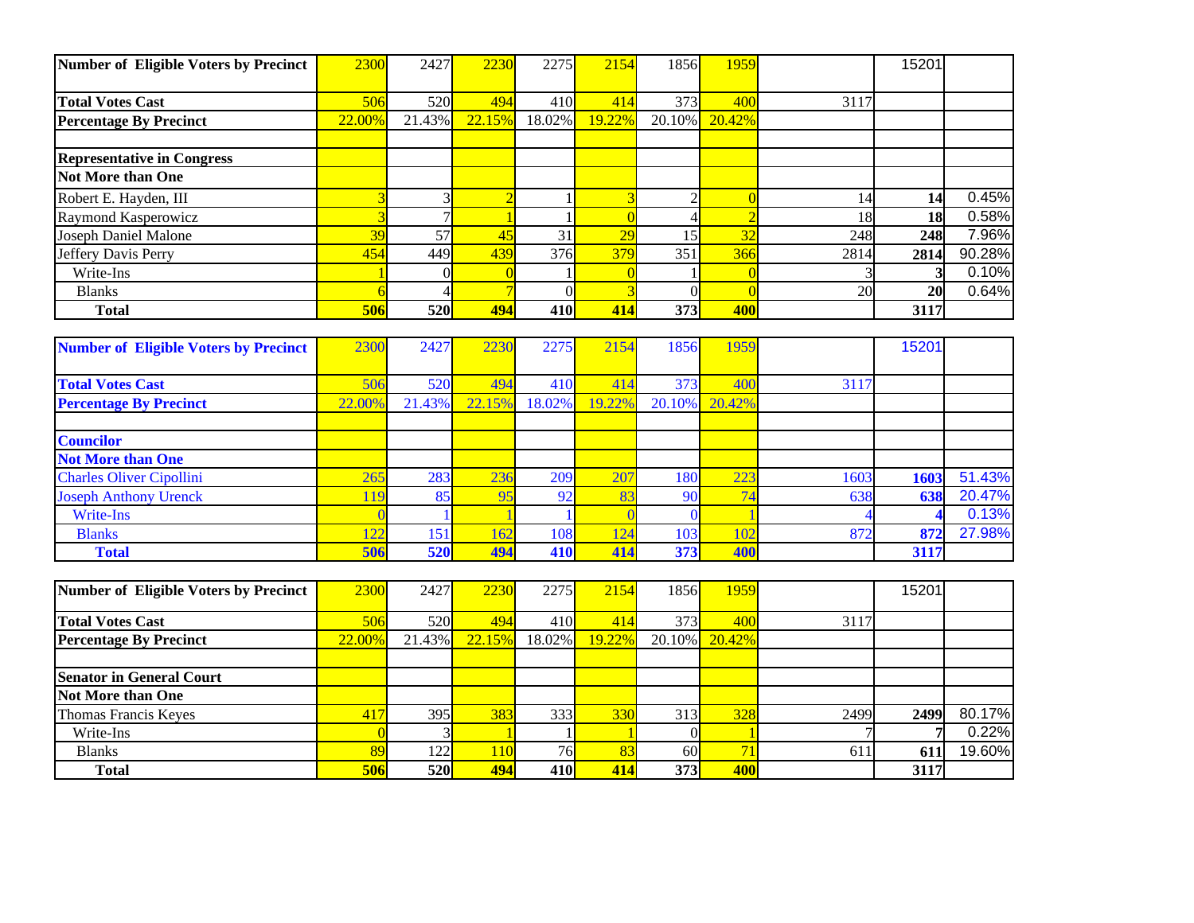| Number of Eligible Voters by Precinct | 2300 | 2427 | 2230 | 2275 | 2154 | 1856 | 1959 | | 15201 | |
|---|---|---|---|---|---|---|---|---|---|---|
| **Total Votes Cast** | 506 | 520 | 494 | 410 | 414 | 373 | 400 | 3117 | | |
| **Percentage By Precinct** | 22.00% | 21.43% | 22.15% | 18.02% | 19.22% | 20.10% | 20.42% | | | |
| | | | | | | | | | | |
| **Representative in Congress** | | | | | | | | | | |
| **Not More than One** | | | | | | | | | | |
| Robert E. Hayden, III | 3 | 3 | 2 | 1 | 3 | 2 | 0 | 14 | **14** | 0.45% |
| Raymond Kasperowicz | 3 | 7 | 1 | 1 | 0 | 4 | 2 | 18 | **18** | 0.58% |
| Joseph Daniel Malone | 39 | 57 | 45 | 31 | 29 | 15 | 32 | 248 | **248** | 7.96% |
| Jeffery Davis Perry | 454 | 449 | 439 | 376 | 379 | 351 | 366 | 2814 | **2814** | 90.28% |
| Write-Ins | 1 | 0 | 0 | 1 | 0 | 1 | 0 | 3 | **3** | 0.10% |
| Blanks | 6 | 4 | 7 | 0 | 3 | 0 | 0 | 20 | **20** | 0.64% |
| **Total** | **506** | **520** | **494** | **410** | **414** | **373** | **400** | | **3117** | |

| Number of Eligible Voters by Precinct | 2300 | 2427 | 2230 | 2275 | 2154 | 1856 | 1959 | | 15201 | |
|---|---|---|---|---|---|---|---|---|---|---|
| **Total Votes Cast** | 506 | 520 | 494 | 410 | 414 | 373 | 400 | 3117 | | |
| **Percentage By Precinct** | 22.00% | 21.43% | 22.15% | 18.02% | 19.22% | 20.10% | 20.42% | | | |
| | | | | | | | | | | |
| **Councilor** | | | | | | | | | | |
| **Not More than One** | | | | | | | | | | |
| Charles Oliver Cipollini | 265 | 283 | 236 | 209 | 207 | 180 | 223 | 1603 | **1603** | 51.43% |
| Joseph Anthony Urenck | 119 | 85 | 95 | 92 | 83 | 90 | 74 | 638 | **638** | 20.47% |
| Write-Ins | 0 | 1 | 1 | 1 | 0 | 0 | 1 | 4 | **4** | 0.13% |
| Blanks | 122 | 151 | 162 | 108 | 124 | 103 | 102 | 872 | **872** | 27.98% |
| **Total** | **506** | **520** | **494** | **410** | **414** | **373** | **400** | | **3117** | |

| Number of Eligible Voters by Precinct | 2300 | 2427 | 2230 | 2275 | 2154 | 1856 | 1959 | | 15201 | |
|---|---|---|---|---|---|---|---|---|---|---|
| **Total Votes Cast** | 506 | 520 | 494 | 410 | 414 | 373 | 400 | 3117 | | |
| **Percentage By Precinct** | 22.00% | 21.43% | 22.15% | 18.02% | 19.22% | 20.10% | 20.42% | | | |
| | | | | | | | | | | |
| **Senator in General Court** | | | | | | | | | | |
| **Not More than One** | | | | | | | | | | |
| Thomas Francis Keyes | 417 | 395 | 383 | 333 | 330 | 313 | 328 | 2499 | **2499** | 80.17% |
| Write-Ins | 0 | 3 | 1 | 1 | 1 | 0 | 1 | 7 | **7** | 0.22% |
| Blanks | 89 | 122 | 110 | 76 | 83 | 60 | 71 | 611 | **611** | 19.60% |
| **Total** | **506** | **520** | **494** | **410** | **414** | **373** | **400** | | **3117** | |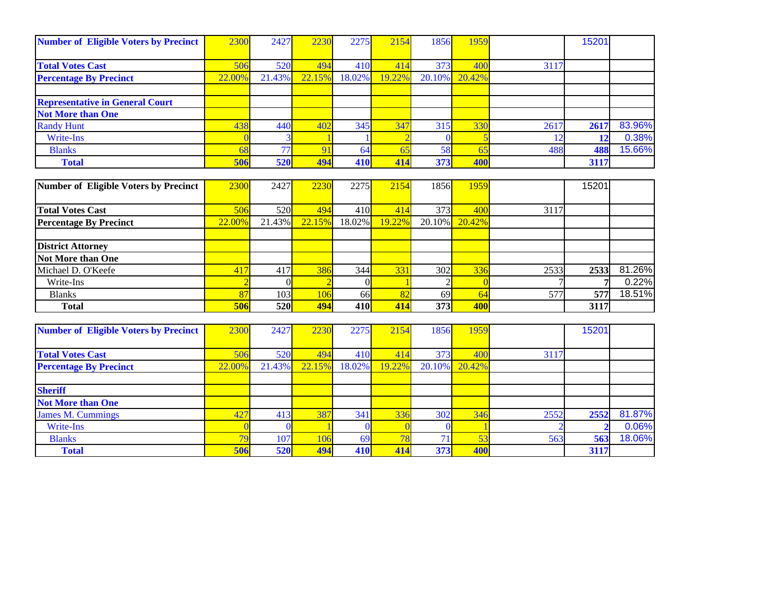| Number of Eligible Voters by Precinct | 2300 | 2427 | 2230 | 2275 | 2154 | 1856 | 1959 | | 15201 | |
|---|---|---|---|---|---|---|---|---|---|---|
| Total Votes Cast | 506 | 520 | 494 | 410 | 414 | 373 | 400 | 3117 | | |
| Percentage By Precinct | 22.00% | 21.43% | 22.15% | 18.02% | 19.22% | 20.10% | 20.42% | | | |
| | | | | | | | | | | |
| Representative in General Court | | | | | | | | | | |
| Not More than One | | | | | | | | | | |
| Randy Hunt | 438 | 440 | 402 | 345 | 347 | 315 | 330 | 2617 | 2617 | 83.96% |
| Write-Ins | 0 | 3 | 1 | 1 | 2 | 0 | 5 | 12 | 12 | 0.38% |
| Blanks | 68 | 77 | 91 | 64 | 65 | 58 | 65 | 488 | 488 | 15.66% |
| Total | 506 | 520 | 494 | 410 | 414 | 373 | 400 | | 3117 | |

| Number of Eligible Voters by Precinct | 2300 | 2427 | 2230 | 2275 | 2154 | 1856 | 1959 | | 15201 | |
|---|---|---|---|---|---|---|---|---|---|---|
| Total Votes Cast | 506 | 520 | 494 | 410 | 414 | 373 | 400 | 3117 | | |
| Percentage By Precinct | 22.00% | 21.43% | 22.15% | 18.02% | 19.22% | 20.10% | 20.42% | | | |
| | | | | | | | | | | |
| District Attorney | | | | | | | | | | |
| Not More than One | | | | | | | | | | |
| Michael D. O'Keefe | 417 | 417 | 386 | 344 | 331 | 302 | 336 | 2533 | 2533 | 81.26% |
| Write-Ins | 2 | 0 | 2 | 0 | 1 | 2 | 0 | 7 | 7 | 0.22% |
| Blanks | 87 | 103 | 106 | 66 | 82 | 69 | 64 | 577 | 577 | 18.51% |
| Total | 506 | 520 | 494 | 410 | 414 | 373 | 400 | | 3117 | |

| Number of Eligible Voters by Precinct | 2300 | 2427 | 2230 | 2275 | 2154 | 1856 | 1959 | | 15201 | |
|---|---|---|---|---|---|---|---|---|---|---|
| Total Votes Cast | 506 | 520 | 494 | 410 | 414 | 373 | 400 | 3117 | | |
| Percentage By Precinct | 22.00% | 21.43% | 22.15% | 18.02% | 19.22% | 20.10% | 20.42% | | | |
| | | | | | | | | | | |
| Sheriff | | | | | | | | | | |
| Not More than One | | | | | | | | | | |
| James M. Cummings | 427 | 413 | 387 | 341 | 336 | 302 | 346 | 2552 | 2552 | 81.87% |
| Write-Ins | 0 | 0 | 1 | 0 | 0 | 0 | 1 | 2 | 2 | 0.06% |
| Blanks | 79 | 107 | 106 | 69 | 78 | 71 | 53 | 563 | 563 | 18.06% |
| Total | 506 | 520 | 494 | 410 | 414 | 373 | 400 | | 3117 | |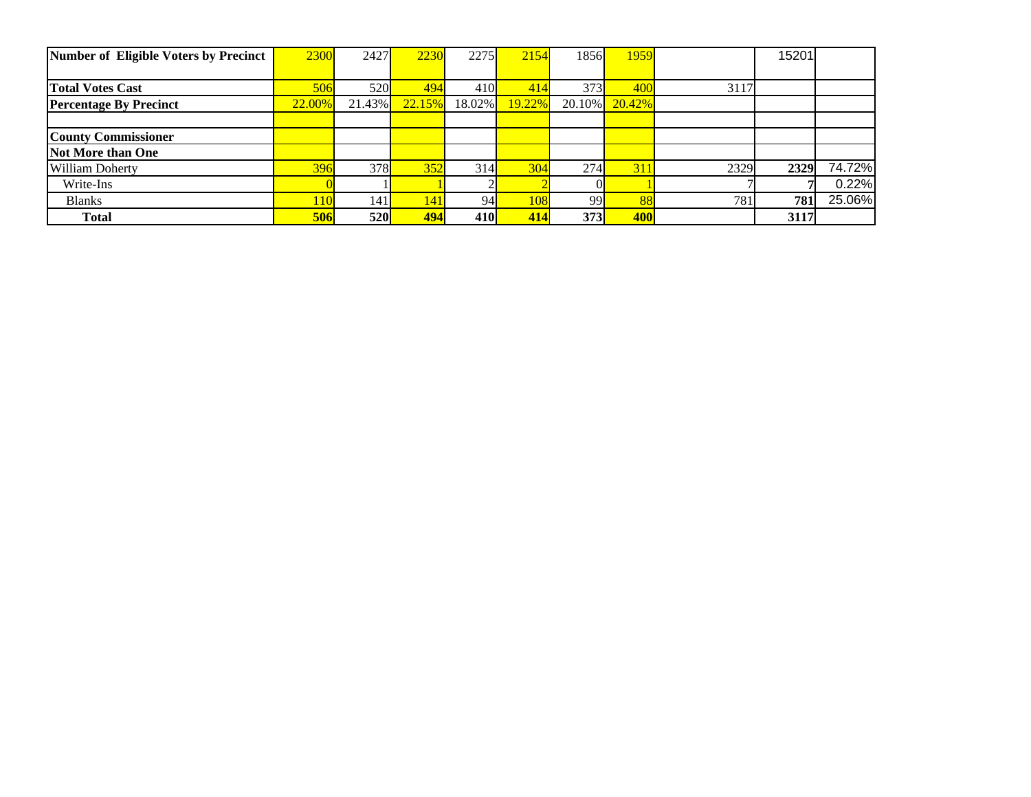| | | | | | | | | | | |
|---|---|---|---|---|---|---|---|---|---|---|
| **Number of Eligible Voters by Precinct** | 2300 | 2427 | 2230 | 2275 | 2154 | 1856 | 1959 | | 15201 | |
| **Total Votes Cast** | 506 | 520 | 494 | 410 | 414 | 373 | 400 | 3117 | | |
| **Percentage By Precinct** | 22.00% | 21.43% | 22.15% | 18.02% | 19.22% | 20.10% | 20.42% | | | |
| | | | | | | | | | | |
| **County Commissioner** | | | | | | | | | | |
| **Not More than One** | | | | | | | | | | |
| William Doherty | 396 | 378 | 352 | 314 | 304 | 274 | 311 | 2329 | **2329** | 74.72% |
| Write-Ins | 0 | 1 | 1 | 2 | 2 | 0 | 1 | 7 | **7** | 0.22% |
| Blanks | 110 | 141 | 141 | 94 | 108 | 99 | 88 | 781 | **781** | 25.06% |
| **Total** | **506** | **520** | **494** | **410** | **414** | **373** | **400** | | **3117** | |